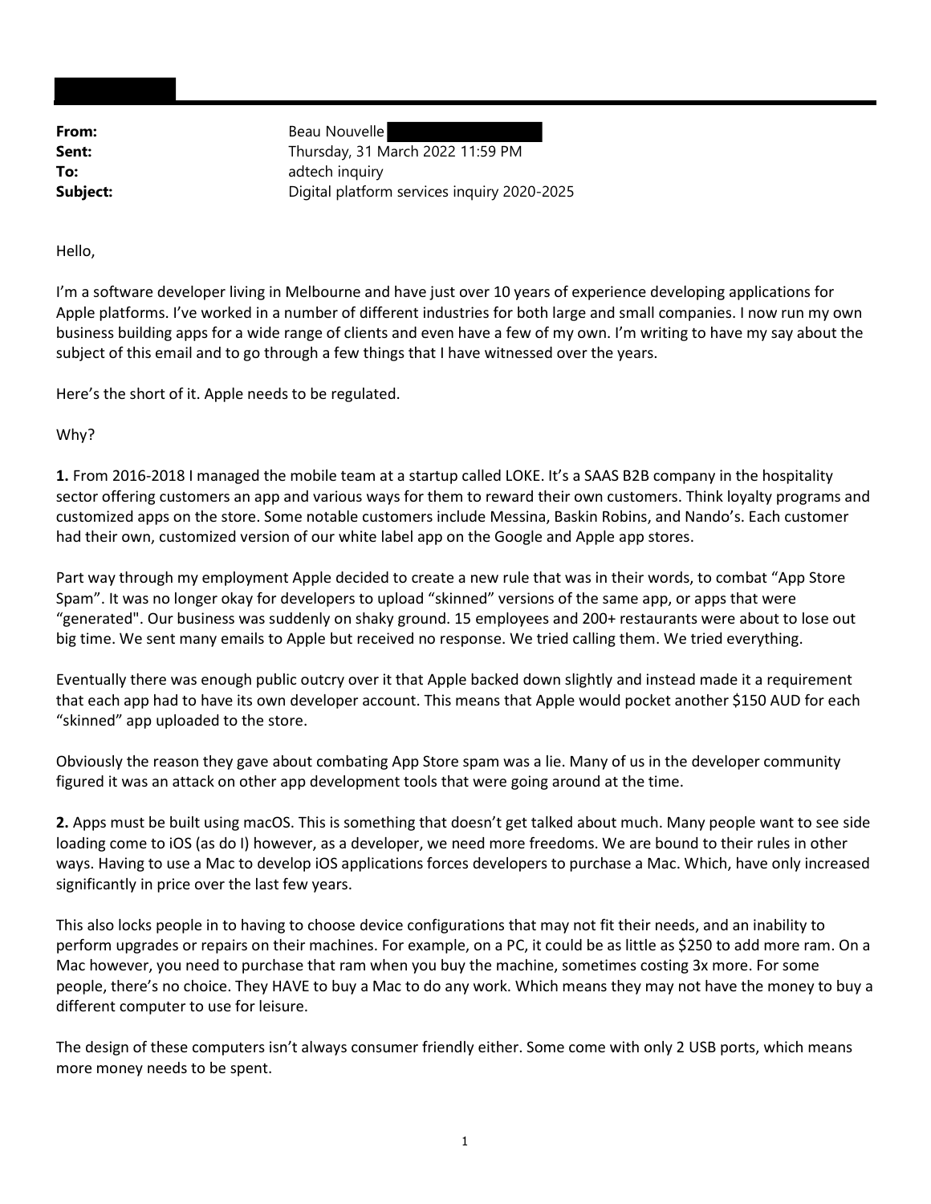**From:** Beau Nouvelle

**Sent:** Thursday, 31 March 2022 11:59 PM

**To:** adtech inquiry

**Subject:** Digital platform services inquiry 2020-2025

Hello,

I'm a software developer living in Melbourne and have just over 10 years of experience developing applications for Apple platforms. I've worked in a number of different industries for both large and small companies. I now run my own business building apps for a wide range of clients and even have a few of my own. I'm writing to have my say about the subject of this email and to go through a few things that I have witnessed over the years.

Here's the short of it. Apple needs to be regulated.

Why?

**1.** From 2016-2018 I managed the mobile team at a startup called LOKE. It's a SAAS B2B company in the hospitality sector offering customers an app and various ways for them to reward their own customers. Think loyalty programs and customized apps on the store. Some notable customers include Messina, Baskin Robins, and Nando's. Each customer had their own, customized version of our white label app on the Google and Apple app stores.

Part way through my employment Apple decided to create a new rule that was in their words, to combat "App Store Spam". It was no longer okay for developers to upload "skinned" versions of the same app, or apps that were "generated". Our business was suddenly on shaky ground. 15 employees and 200+ restaurants were about to lose out big time. We sent many emails to Apple but received no response. We tried calling them. We tried everything.

Eventually there was enough public outcry over it that Apple backed down slightly and instead made it a requirement that each app had to have its own developer account. This means that Apple would pocket another $150 AUD for each "skinned" app uploaded to the store.

Obviously the reason they gave about combating App Store spam was a lie. Many of us in the developer community figured it was an attack on other app development tools that were going around at the time.

**2.** Apps must be built using macOS. This is something that doesn't get talked about much. Many people want to see side loading come to iOS (as do I) however, as a developer, we need more freedoms. We are bound to their rules in other ways. Having to use a Mac to develop iOS applications forces developers to purchase a Mac. Which, have only increased significantly in price over the last few years.

This also locks people in to having to choose device configurations that may not fit their needs, and an inability to perform upgrades or repairs on their machines. For example, on a PC, it could be as little as $250 to add more ram. On a Mac however, you need to purchase that ram when you buy the machine, sometimes costing 3x more. For some people, there's no choice. They HAVE to buy a Mac to do any work. Which means they may not have the money to buy a different computer to use for leisure.

The design of these computers isn't always consumer friendly either. Some come with only 2 USB ports, which means more money needs to be spent.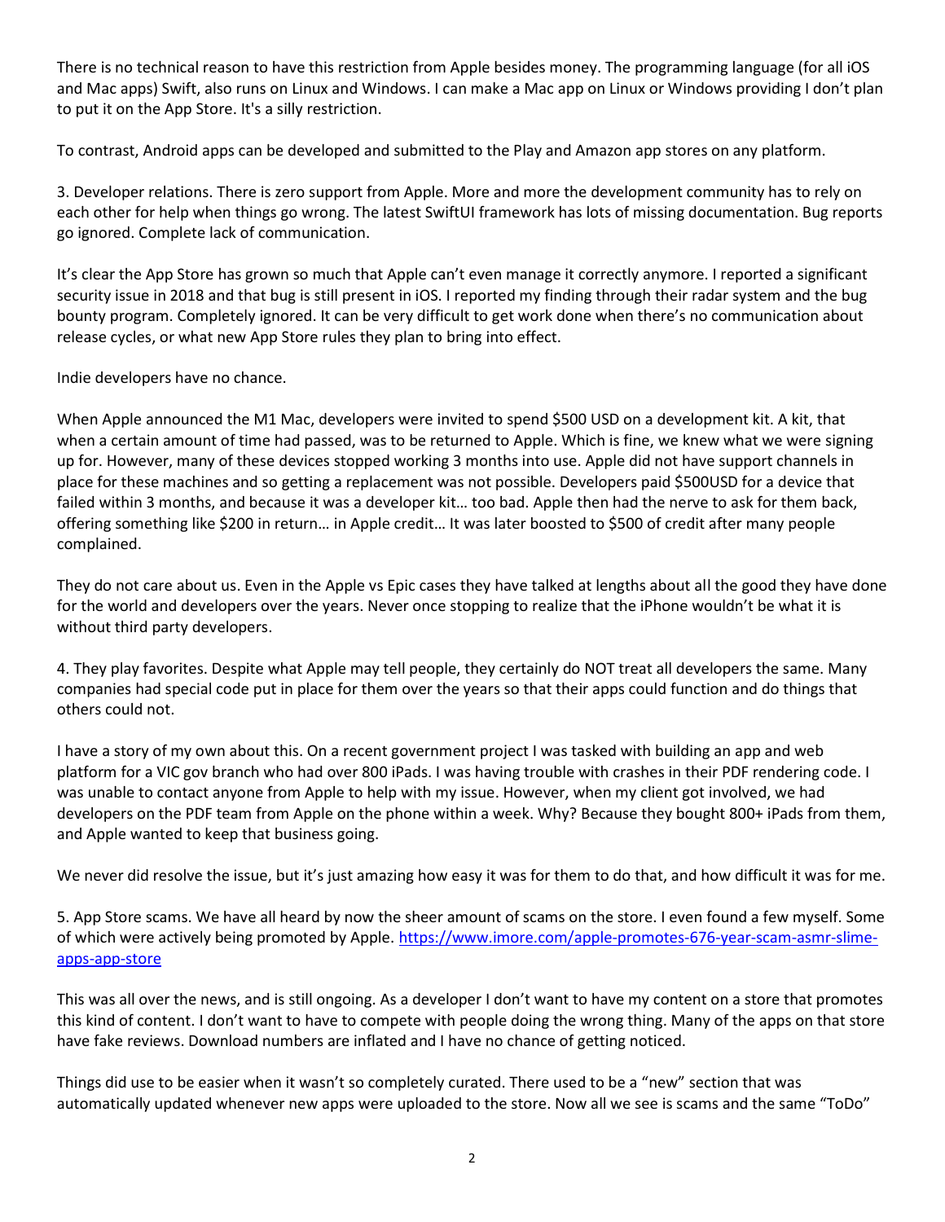There is no technical reason to have this restriction from Apple besides money. The programming language (for all iOS and Mac apps) Swift, also runs on Linux and Windows. I can make a Mac app on Linux or Windows providing I don't plan to put it on the App Store. It's a silly restriction.

To contrast, Android apps can be developed and submitted to the Play and Amazon app stores on any platform.

3. Developer relations. There is zero support from Apple. More and more the development community has to rely on each other for help when things go wrong. The latest SwiftUI framework has lots of missing documentation. Bug reports go ignored. Complete lack of communication.

It's clear the App Store has grown so much that Apple can't even manage it correctly anymore. I reported a significant security issue in 2018 and that bug is still present in iOS. I reported my finding through their radar system and the bug bounty program. Completely ignored. It can be very difficult to get work done when there's no communication about release cycles, or what new App Store rules they plan to bring into effect.

Indie developers have no chance.

When Apple announced the M1 Mac, developers were invited to spend $500 USD on a development kit. A kit, that when a certain amount of time had passed, was to be returned to Apple. Which is fine, we knew what we were signing up for. However, many of these devices stopped working 3 months into use. Apple did not have support channels in place for these machines and so getting a replacement was not possible. Developers paid $500USD for a device that failed within 3 months, and because it was a developer kit… too bad. Apple then had the nerve to ask for them back, offering something like $200 in return… in Apple credit… It was later boosted to $500 of credit after many people complained.

They do not care about us. Even in the Apple vs Epic cases they have talked at lengths about all the good they have done for the world and developers over the years. Never once stopping to realize that the iPhone wouldn't be what it is without third party developers.

4. They play favorites. Despite what Apple may tell people, they certainly do NOT treat all developers the same. Many companies had special code put in place for them over the years so that their apps could function and do things that others could not.

I have a story of my own about this. On a recent government project I was tasked with building an app and web platform for a VIC gov branch who had over 800 iPads. I was having trouble with crashes in their PDF rendering code. I was unable to contact anyone from Apple to help with my issue. However, when my client got involved, we had developers on the PDF team from Apple on the phone within a week. Why? Because they bought 800+ iPads from them, and Apple wanted to keep that business going.

We never did resolve the issue, but it's just amazing how easy it was for them to do that, and how difficult it was for me.

5. App Store scams. We have all heard by now the sheer amount of scams on the store. I even found a few myself. Some of which were actively being promoted by Apple. https://www.imore.com/apple-promotes-676-year-scam-asmr-slime-apps-app-store

This was all over the news, and is still ongoing. As a developer I don't want to have my content on a store that promotes this kind of content. I don't want to have to compete with people doing the wrong thing. Many of the apps on that store have fake reviews. Download numbers are inflated and I have no chance of getting noticed.

Things did use to be easier when it wasn't so completely curated. There used to be a "new" section that was automatically updated whenever new apps were uploaded to the store. Now all we see is scams and the same "ToDo"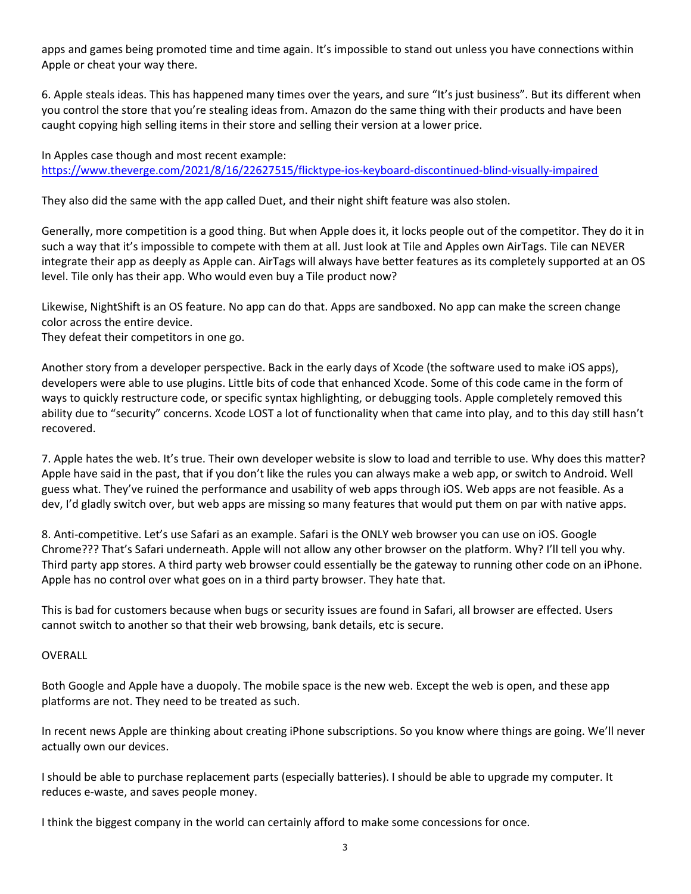apps and games being promoted time and time again. It's impossible to stand out unless you have connections within Apple or cheat your way there.

6. Apple steals ideas. This has happened many times over the years, and sure "It's just business". But its different when you control the store that you're stealing ideas from. Amazon do the same thing with their products and have been caught copying high selling items in their store and selling their version at a lower price.

In Apples case though and most recent example:
https://www.theverge.com/2021/8/16/22627515/flicktype-ios-keyboard-discontinued-blind-visually-impaired

They also did the same with the app called Duet, and their night shift feature was also stolen.

Generally, more competition is a good thing. But when Apple does it, it locks people out of the competitor. They do it in such a way that it's impossible to compete with them at all. Just look at Tile and Apples own AirTags. Tile can NEVER integrate their app as deeply as Apple can. AirTags will always have better features as its completely supported at an OS level. Tile only has their app. Who would even buy a Tile product now?

Likewise, NightShift is an OS feature. No app can do that. Apps are sandboxed. No app can make the screen change color across the entire device.
They defeat their competitors in one go.

Another story from a developer perspective. Back in the early days of Xcode (the software used to make iOS apps), developers were able to use plugins. Little bits of code that enhanced Xcode. Some of this code came in the form of ways to quickly restructure code, or specific syntax highlighting, or debugging tools. Apple completely removed this ability due to "security" concerns. Xcode LOST a lot of functionality when that came into play, and to this day still hasn't recovered.

7. Apple hates the web. It's true. Their own developer website is slow to load and terrible to use. Why does this matter? Apple have said in the past, that if you don't like the rules you can always make a web app, or switch to Android. Well guess what. They've ruined the performance and usability of web apps through iOS. Web apps are not feasible. As a dev, I'd gladly switch over, but web apps are missing so many features that would put them on par with native apps.

8. Anti-competitive. Let's use Safari as an example. Safari is the ONLY web browser you can use on iOS. Google Chrome??? That's Safari underneath. Apple will not allow any other browser on the platform. Why? I'll tell you why. Third party app stores. A third party web browser could essentially be the gateway to running other code on an iPhone. Apple has no control over what goes on in a third party browser. They hate that.

This is bad for customers because when bugs or security issues are found in Safari, all browser are effected. Users cannot switch to another so that their web browsing, bank details, etc is secure.

OVERALL

Both Google and Apple have a duopoly. The mobile space is the new web. Except the web is open, and these app platforms are not. They need to be treated as such.

In recent news Apple are thinking about creating iPhone subscriptions. So you know where things are going. We'll never actually own our devices.

I should be able to purchase replacement parts (especially batteries). I should be able to upgrade my computer. It reduces e-waste, and saves people money.

I think the biggest company in the world can certainly afford to make some concessions for once.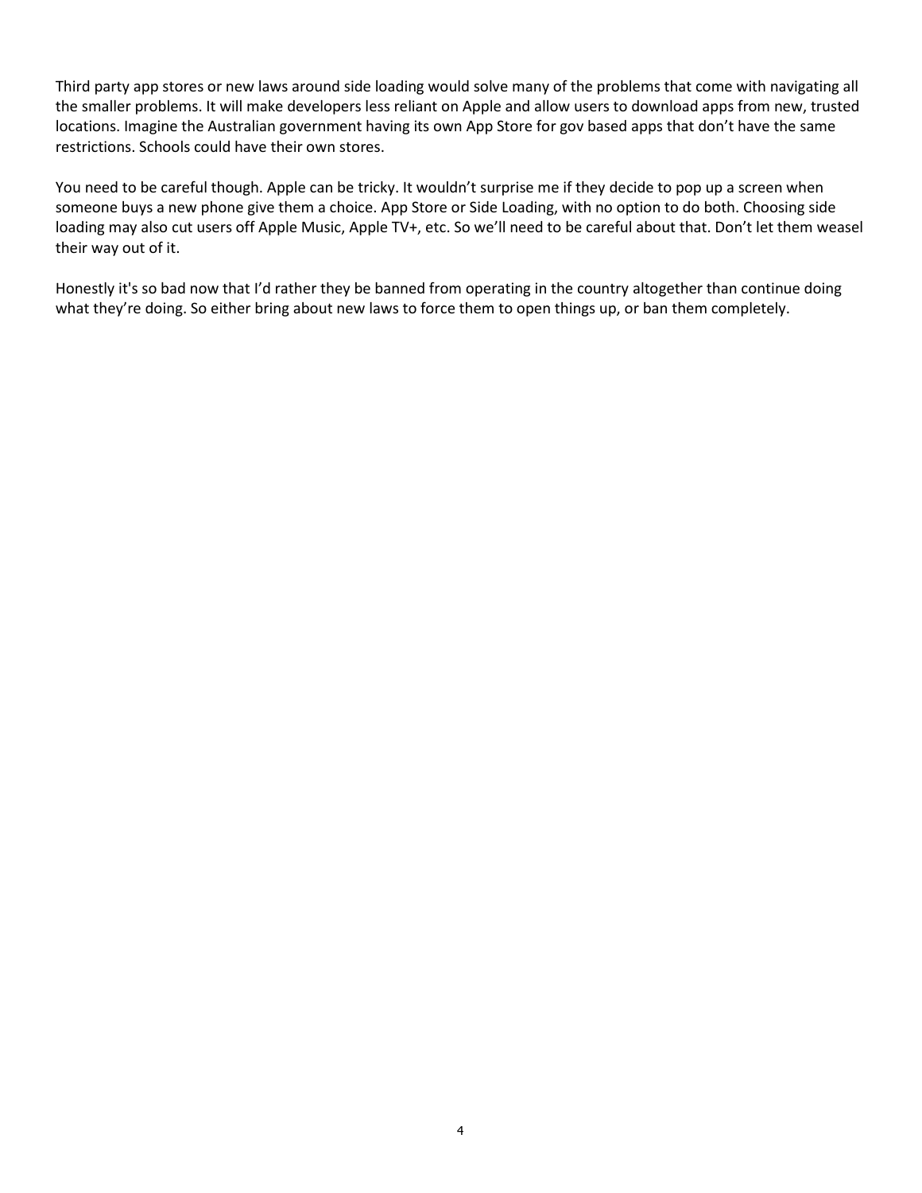Third party app stores or new laws around side loading would solve many of the problems that come with navigating all the smaller problems. It will make developers less reliant on Apple and allow users to download apps from new, trusted locations. Imagine the Australian government having its own App Store for gov based apps that don't have the same restrictions. Schools could have their own stores.

You need to be careful though. Apple can be tricky. It wouldn't surprise me if they decide to pop up a screen when someone buys a new phone give them a choice. App Store or Side Loading, with no option to do both. Choosing side loading may also cut users off Apple Music, Apple TV+, etc. So we'll need to be careful about that. Don't let them weasel their way out of it.

Honestly it's so bad now that I'd rather they be banned from operating in the country altogether than continue doing what they're doing. So either bring about new laws to force them to open things up, or ban them completely.